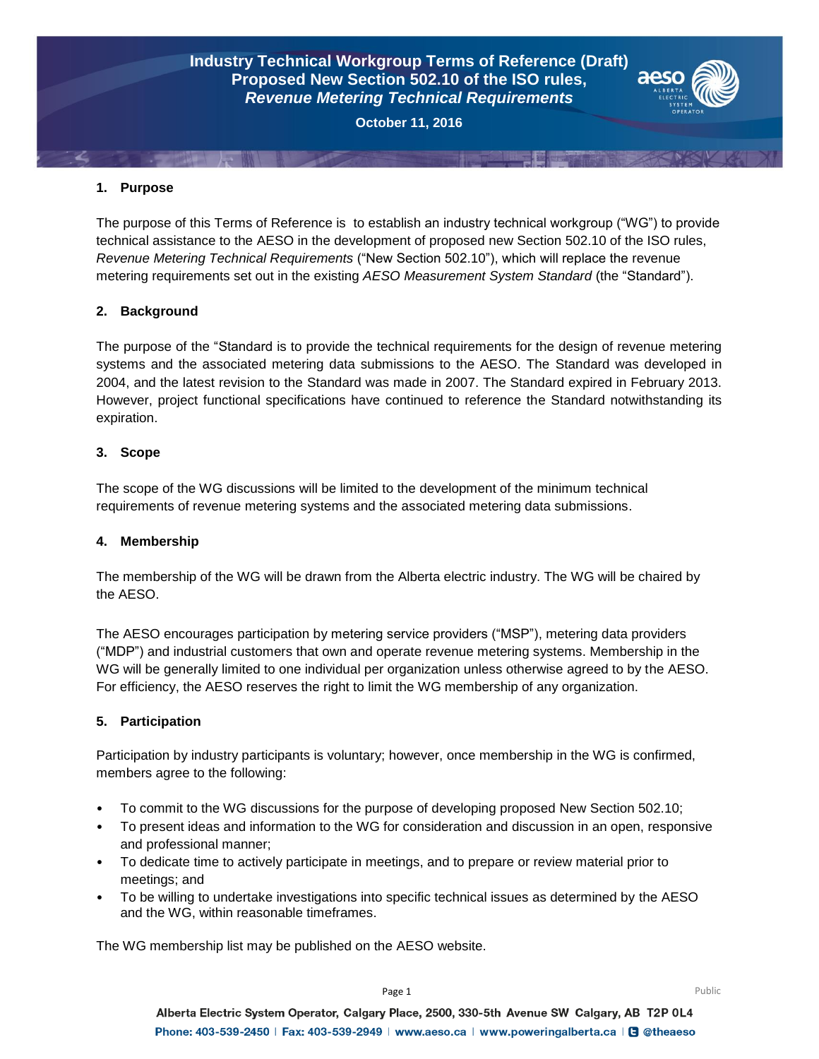# Industry Technical Workgroup Terms of Reference (Draft)
## Proposed New Section 502.10 of the ISO rules, *Revenue Metering Technical Requirements*

**October 11, 2016**

### 1. Purpose

The purpose of this Terms of Reference is to establish an industry technical workgroup ("WG") to provide technical assistance to the AESO in the development of proposed new Section 502.10 of the ISO rules, *Revenue Metering Technical Requirements* ("New Section 502.10"), which will replace the revenue metering requirements set out in the existing *AESO Measurement System Standard* (the "Standard").

### 2. Background

The purpose of the "Standard is to provide the technical requirements for the design of revenue metering systems and the associated metering data submissions to the AESO. The Standard was developed in 2004, and the latest revision to the Standard was made in 2007. The Standard expired in February 2013. However, project functional specifications have continued to reference the Standard notwithstanding its expiration.

### 3. Scope

The scope of the WG discussions will be limited to the development of the minimum technical requirements of revenue metering systems and the associated metering data submissions.

### 4. Membership

The membership of the WG will be drawn from the Alberta electric industry. The WG will be chaired by the AESO.

The AESO encourages participation by metering service providers ("MSP"), metering data providers ("MDP") and industrial customers that own and operate revenue metering systems. Membership in the WG will be generally limited to one individual per organization unless otherwise agreed to by the AESO. For efficiency, the AESO reserves the right to limit the WG membership of any organization.

### 5. Participation

Participation by industry participants is voluntary; however, once membership in the WG is confirmed, members agree to the following:

- To commit to the WG discussions for the purpose of developing proposed New Section 502.10;
- To present ideas and information to the WG for consideration and discussion in an open, responsive and professional manner;
- To dedicate time to actively participate in meetings, and to prepare or review material prior to meetings; and
- To be willing to undertake investigations into specific technical issues as determined by the AESO and the WG, within reasonable timeframes.

The WG membership list may be published on the AESO website.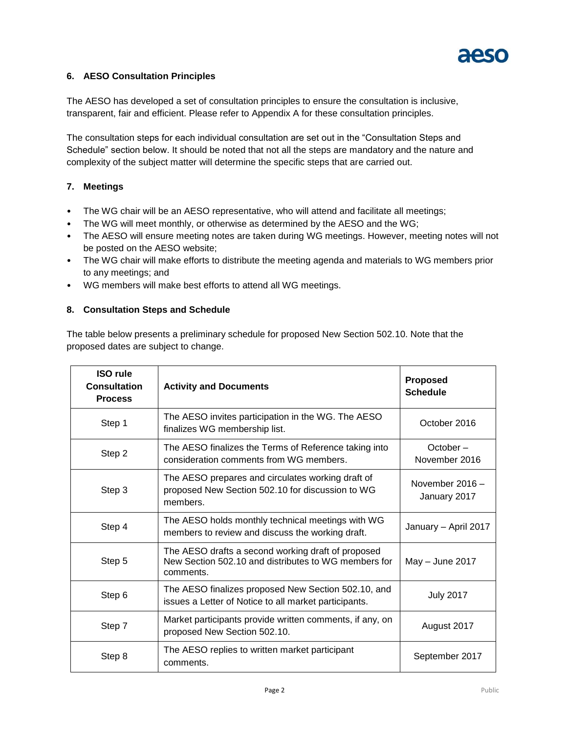## 6. AESO Consultation Principles

The AESO has developed a set of consultation principles to ensure the consultation is inclusive, transparent, fair and efficient. Please refer to Appendix A for these consultation principles.

The consultation steps for each individual consultation are set out in the "Consultation Steps and Schedule" section below. It should be noted that not all the steps are mandatory and the nature and complexity of the subject matter will determine the specific steps that are carried out.

## 7. Meetings

- The WG chair will be an AESO representative, who will attend and facilitate all meetings;
- The WG will meet monthly, or otherwise as determined by the AESO and the WG;
- The AESO will ensure meeting notes are taken during WG meetings. However, meeting notes will not be posted on the AESO website;
- The WG chair will make efforts to distribute the meeting agenda and materials to WG members prior to any meetings; and
- WG members will make best efforts to attend all WG meetings.

## 8. Consultation Steps and Schedule

The table below presents a preliminary schedule for proposed New Section 502.10. Note that the proposed dates are subject to change.

| ISO rule Consultation Process | Activity and Documents | Proposed Schedule |
|---|---|---|
| Step 1 | The AESO invites participation in the WG. The AESO finalizes WG membership list. | October 2016 |
| Step 2 | The AESO finalizes the Terms of Reference taking into consideration comments from WG members. | October – November 2016 |
| Step 3 | The AESO prepares and circulates working draft of proposed New Section 502.10 for discussion to WG members. | November 2016 – January 2017 |
| Step 4 | The AESO holds monthly technical meetings with WG members to review and discuss the working draft. | January – April 2017 |
| Step 5 | The AESO drafts a second working draft of proposed New Section 502.10 and distributes to WG members for comments. | May – June 2017 |
| Step 6 | The AESO finalizes proposed New Section 502.10, and issues a Letter of Notice to all market participants. | July 2017 |
| Step 7 | Market participants provide written comments, if any, on proposed New Section 502.10. | August 2017 |
| Step 8 | The AESO replies to written market participant comments. | September 2017 |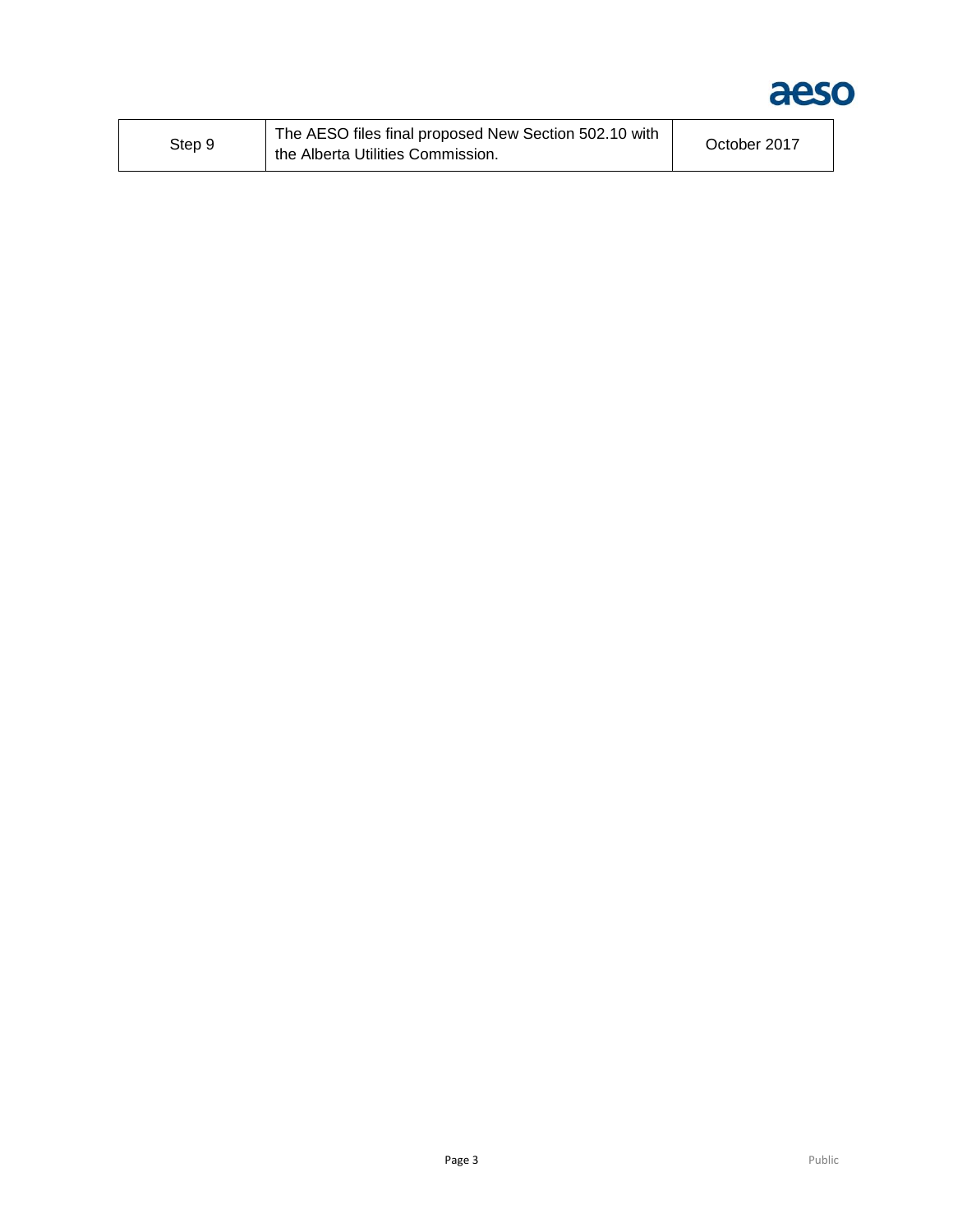| Step 9 | The AESO files final proposed New Section 502.10 with the Alberta Utilities Commission. | October 2017 |
| --- | --- | --- |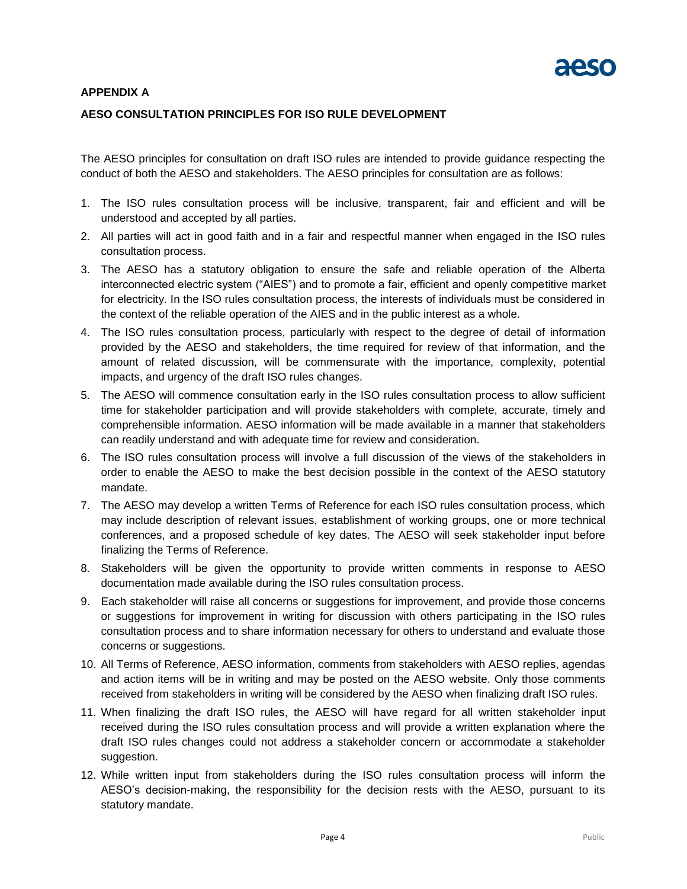## APPENDIX A

## AESO CONSULTATION PRINCIPLES FOR ISO RULE DEVELOPMENT

The AESO principles for consultation on draft ISO rules are intended to provide guidance respecting the conduct of both the AESO and stakeholders. The AESO principles for consultation are as follows:

1. The ISO rules consultation process will be inclusive, transparent, fair and efficient and will be understood and accepted by all parties.
2. All parties will act in good faith and in a fair and respectful manner when engaged in the ISO rules consultation process.
3. The AESO has a statutory obligation to ensure the safe and reliable operation of the Alberta interconnected electric system ("AIES") and to promote a fair, efficient and openly competitive market for electricity. In the ISO rules consultation process, the interests of individuals must be considered in the context of the reliable operation of the AIES and in the public interest as a whole.
4. The ISO rules consultation process, particularly with respect to the degree of detail of information provided by the AESO and stakeholders, the time required for review of that information, and the amount of related discussion, will be commensurate with the importance, complexity, potential impacts, and urgency of the draft ISO rules changes.
5. The AESO will commence consultation early in the ISO rules consultation process to allow sufficient time for stakeholder participation and will provide stakeholders with complete, accurate, timely and comprehensible information. AESO information will be made available in a manner that stakeholders can readily understand and with adequate time for review and consideration.
6. The ISO rules consultation process will involve a full discussion of the views of the stakeholders in order to enable the AESO to make the best decision possible in the context of the AESO statutory mandate.
7. The AESO may develop a written Terms of Reference for each ISO rules consultation process, which may include description of relevant issues, establishment of working groups, one or more technical conferences, and a proposed schedule of key dates. The AESO will seek stakeholder input before finalizing the Terms of Reference.
8. Stakeholders will be given the opportunity to provide written comments in response to AESO documentation made available during the ISO rules consultation process.
9. Each stakeholder will raise all concerns or suggestions for improvement, and provide those concerns or suggestions for improvement in writing for discussion with others participating in the ISO rules consultation process and to share information necessary for others to understand and evaluate those concerns or suggestions.
10. All Terms of Reference, AESO information, comments from stakeholders with AESO replies, agendas and action items will be in writing and may be posted on the AESO website. Only those comments received from stakeholders in writing will be considered by the AESO when finalizing draft ISO rules.
11. When finalizing the draft ISO rules, the AESO will have regard for all written stakeholder input received during the ISO rules consultation process and will provide a written explanation where the draft ISO rules changes could not address a stakeholder concern or accommodate a stakeholder suggestion.
12. While written input from stakeholders during the ISO rules consultation process will inform the AESO's decision-making, the responsibility for the decision rests with the AESO, pursuant to its statutory mandate.